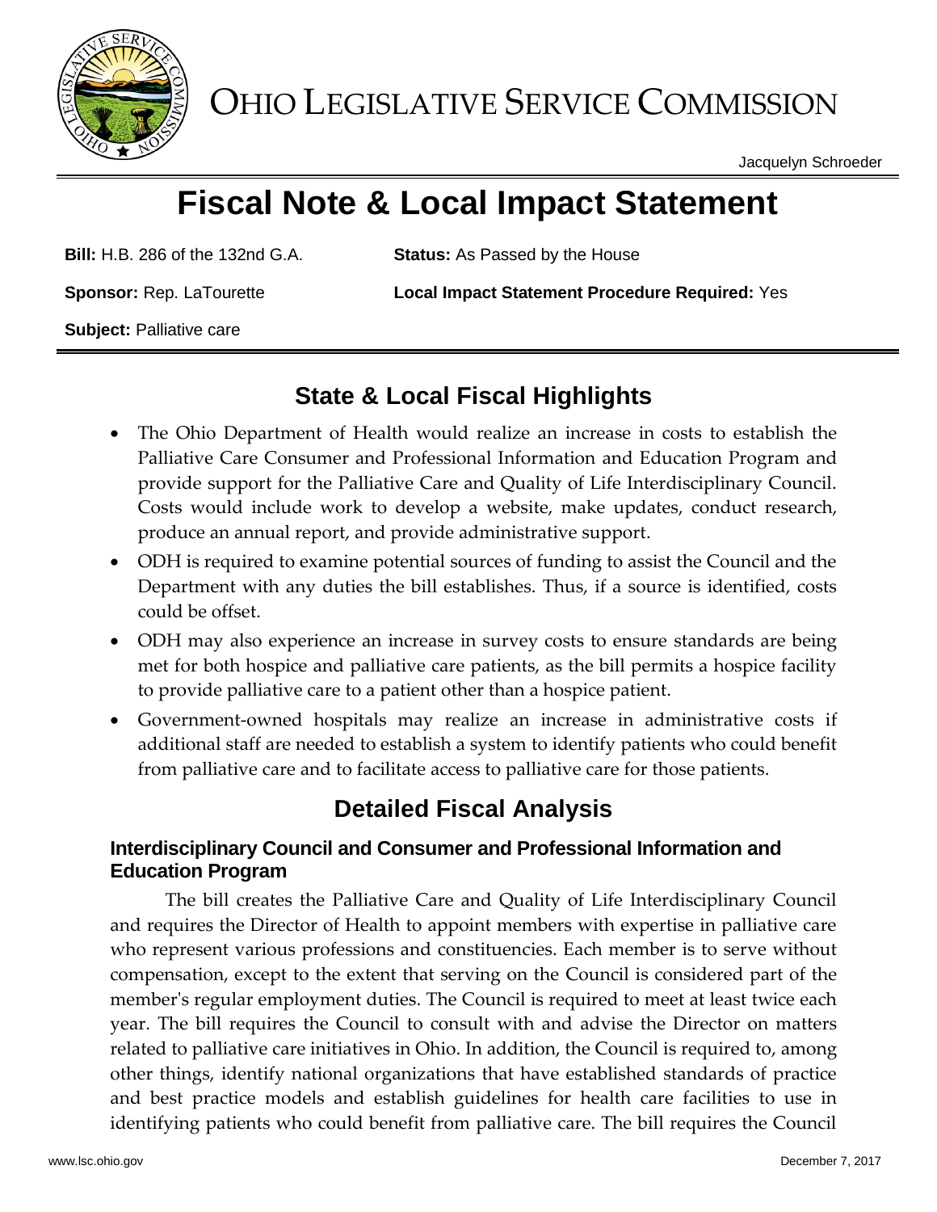# OHIO LEGISLATIVE SERVICE COMMISSION

Jacquelyn Schroeder

# Fiscal Note & Local Impact Statement

**Bill:** H.B. 286 of the 132nd G.A. **Status:** As Passed by the House

**Sponsor:** Rep. LaTourette **Local Impact Statement Procedure Required:** Yes

**Subject:** Palliative care

## State & Local Fiscal Highlights

- The Ohio Department of Health would realize an increase in costs to establish the Palliative Care Consumer and Professional Information and Education Program and provide support for the Palliative Care and Quality of Life Interdisciplinary Council. Costs would include work to develop a website, make updates, conduct research, produce an annual report, and provide administrative support.
- ODH is required to examine potential sources of funding to assist the Council and the Department with any duties the bill establishes. Thus, if a source is identified, costs could be offset.
- ODH may also experience an increase in survey costs to ensure standards are being met for both hospice and palliative care patients, as the bill permits a hospice facility to provide palliative care to a patient other than a hospice patient.
- Government-owned hospitals may realize an increase in administrative costs if additional staff are needed to establish a system to identify patients who could benefit from palliative care and to facilitate access to palliative care for those patients.

## Detailed Fiscal Analysis

### Interdisciplinary Council and Consumer and Professional Information and Education Program

The bill creates the Palliative Care and Quality of Life Interdisciplinary Council and requires the Director of Health to appoint members with expertise in palliative care who represent various professions and constituencies. Each member is to serve without compensation, except to the extent that serving on the Council is considered part of the member's regular employment duties. The Council is required to meet at least twice each year. The bill requires the Council to consult with and advise the Director on matters related to palliative care initiatives in Ohio. In addition, the Council is required to, among other things, identify national organizations that have established standards of practice and best practice models and establish guidelines for health care facilities to use in identifying patients who could benefit from palliative care. The bill requires the Council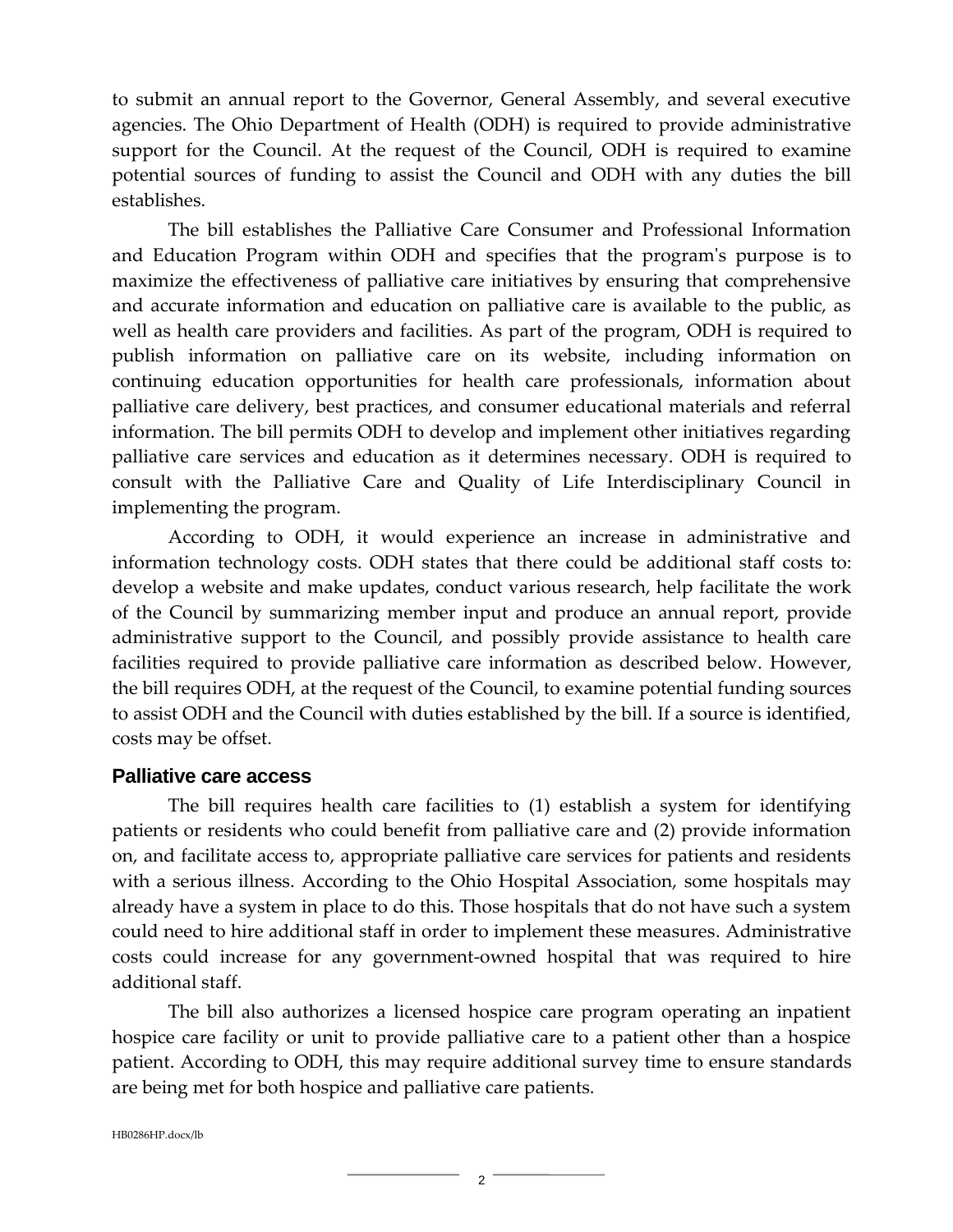to submit an annual report to the Governor, General Assembly, and several executive agencies. The Ohio Department of Health (ODH) is required to provide administrative support for the Council. At the request of the Council, ODH is required to examine potential sources of funding to assist the Council and ODH with any duties the bill establishes.

The bill establishes the Palliative Care Consumer and Professional Information and Education Program within ODH and specifies that the program's purpose is to maximize the effectiveness of palliative care initiatives by ensuring that comprehensive and accurate information and education on palliative care is available to the public, as well as health care providers and facilities. As part of the program, ODH is required to publish information on palliative care on its website, including information on continuing education opportunities for health care professionals, information about palliative care delivery, best practices, and consumer educational materials and referral information. The bill permits ODH to develop and implement other initiatives regarding palliative care services and education as it determines necessary. ODH is required to consult with the Palliative Care and Quality of Life Interdisciplinary Council in implementing the program.

According to ODH, it would experience an increase in administrative and information technology costs. ODH states that there could be additional staff costs to: develop a website and make updates, conduct various research, help facilitate the work of the Council by summarizing member input and produce an annual report, provide administrative support to the Council, and possibly provide assistance to health care facilities required to provide palliative care information as described below. However, the bill requires ODH, at the request of the Council, to examine potential funding sources to assist ODH and the Council with duties established by the bill. If a source is identified, costs may be offset.

## Palliative care access

The bill requires health care facilities to (1) establish a system for identifying patients or residents who could benefit from palliative care and (2) provide information on, and facilitate access to, appropriate palliative care services for patients and residents with a serious illness. According to the Ohio Hospital Association, some hospitals may already have a system in place to do this. Those hospitals that do not have such a system could need to hire additional staff in order to implement these measures. Administrative costs could increase for any government-owned hospital that was required to hire additional staff.

The bill also authorizes a licensed hospice care program operating an inpatient hospice care facility or unit to provide palliative care to a patient other than a hospice patient. According to ODH, this may require additional survey time to ensure standards are being met for both hospice and palliative care patients.

HB0286HP.docx/lb